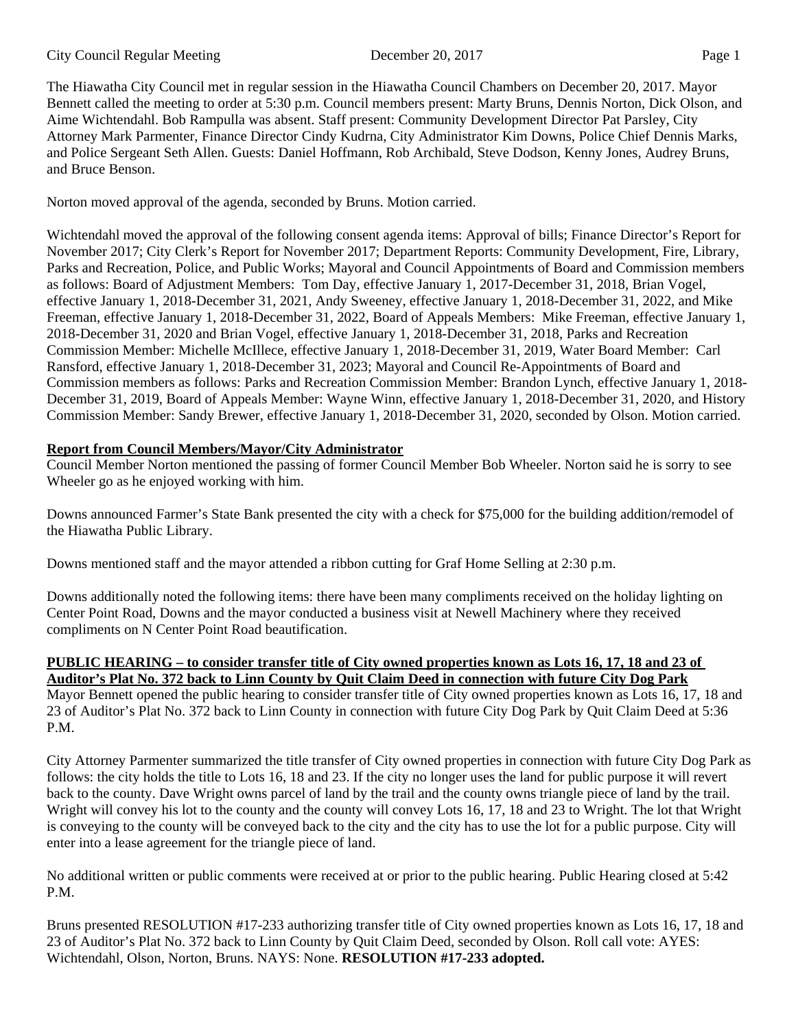The Hiawatha City Council met in regular session in the Hiawatha Council Chambers on December 20, 2017. Mayor Bennett called the meeting to order at 5:30 p.m. Council members present: Marty Bruns, Dennis Norton, Dick Olson, and Aime Wichtendahl. Bob Rampulla was absent. Staff present: Community Development Director Pat Parsley, City Attorney Mark Parmenter, Finance Director Cindy Kudrna, City Administrator Kim Downs, Police Chief Dennis Marks, and Police Sergeant Seth Allen. Guests: Daniel Hoffmann, Rob Archibald, Steve Dodson, Kenny Jones, Audrey Bruns, and Bruce Benson.

Norton moved approval of the agenda, seconded by Bruns. Motion carried.

Wichtendahl moved the approval of the following consent agenda items: Approval of bills; Finance Director's Report for November 2017; City Clerk's Report for November 2017; Department Reports: Community Development, Fire, Library, Parks and Recreation, Police, and Public Works; Mayoral and Council Appointments of Board and Commission members as follows: Board of Adjustment Members: Tom Day, effective January 1, 2017-December 31, 2018, Brian Vogel, effective January 1, 2018-December 31, 2021, Andy Sweeney, effective January 1, 2018-December 31, 2022, and Mike Freeman, effective January 1, 2018-December 31, 2022, Board of Appeals Members: Mike Freeman, effective January 1, 2018-December 31, 2020 and Brian Vogel, effective January 1, 2018-December 31, 2018, Parks and Recreation Commission Member: Michelle McIllece, effective January 1, 2018-December 31, 2019, Water Board Member: Carl Ransford, effective January 1, 2018-December 31, 2023; Mayoral and Council Re-Appointments of Board and Commission members as follows: Parks and Recreation Commission Member: Brandon Lynch, effective January 1, 2018-December 31, 2019, Board of Appeals Member: Wayne Winn, effective January 1, 2018-December 31, 2020, and History Commission Member: Sandy Brewer, effective January 1, 2018-December 31, 2020, seconded by Olson. Motion carried.

**Report from Council Members/Mayor/City Administrator**

Council Member Norton mentioned the passing of former Council Member Bob Wheeler. Norton said he is sorry to see Wheeler go as he enjoyed working with him.

Downs announced Farmer's State Bank presented the city with a check for $75,000 for the building addition/remodel of the Hiawatha Public Library.

Downs mentioned staff and the mayor attended a ribbon cutting for Graf Home Selling at 2:30 p.m.

Downs additionally noted the following items: there have been many compliments received on the holiday lighting on Center Point Road, Downs and the mayor conducted a business visit at Newell Machinery where they received compliments on N Center Point Road beautification.

**PUBLIC HEARING – to consider transfer title of City owned properties known as Lots 16, 17, 18 and 23 of Auditor's Plat No. 372 back to Linn County by Quit Claim Deed in connection with future City Dog Park**

Mayor Bennett opened the public hearing to consider transfer title of City owned properties known as Lots 16, 17, 18 and 23 of Auditor's Plat No. 372 back to Linn County in connection with future City Dog Park by Quit Claim Deed at 5:36 P.M.

City Attorney Parmenter summarized the title transfer of City owned properties in connection with future City Dog Park as follows: the city holds the title to Lots 16, 18 and 23. If the city no longer uses the land for public purpose it will revert back to the county. Dave Wright owns parcel of land by the trail and the county owns triangle piece of land by the trail. Wright will convey his lot to the county and the county will convey Lots 16, 17, 18 and 23 to Wright. The lot that Wright is conveying to the county will be conveyed back to the city and the city has to use the lot for a public purpose. City will enter into a lease agreement for the triangle piece of land.

No additional written or public comments were received at or prior to the public hearing. Public Hearing closed at 5:42 P.M.

Bruns presented RESOLUTION #17-233 authorizing transfer title of City owned properties known as Lots 16, 17, 18 and 23 of Auditor's Plat No. 372 back to Linn County by Quit Claim Deed, seconded by Olson. Roll call vote: AYES: Wichtendahl, Olson, Norton, Bruns. NAYS: None. **RESOLUTION #17-233 adopted.**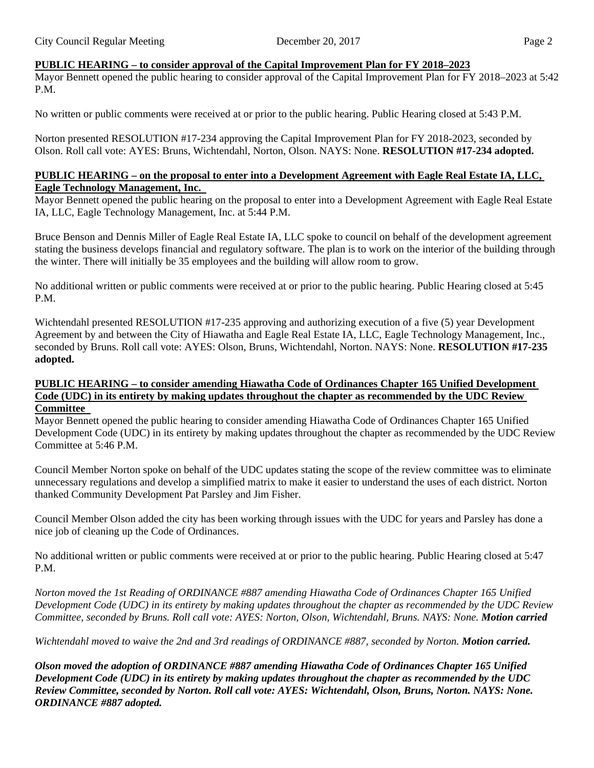**PUBLIC HEARING – to consider approval of the Capital Improvement Plan for FY 2018–2023**

Mayor Bennett opened the public hearing to consider approval of the Capital Improvement Plan for FY 2018–2023 at 5:42 P.M.

No written or public comments were received at or prior to the public hearing. Public Hearing closed at 5:43 P.M.

Norton presented RESOLUTION #17-234 approving the Capital Improvement Plan for FY 2018-2023, seconded by Olson. Roll call vote: AYES: Bruns, Wichtendahl, Norton, Olson. NAYS: None. **RESOLUTION #17-234 adopted.**

**PUBLIC HEARING – on the proposal to enter into a Development Agreement with Eagle Real Estate IA, LLC, Eagle Technology Management, Inc.**

Mayor Bennett opened the public hearing on the proposal to enter into a Development Agreement with Eagle Real Estate IA, LLC, Eagle Technology Management, Inc. at 5:44 P.M.

Bruce Benson and Dennis Miller of Eagle Real Estate IA, LLC spoke to council on behalf of the development agreement stating the business develops financial and regulatory software. The plan is to work on the interior of the building through the winter. There will initially be 35 employees and the building will allow room to grow.

No additional written or public comments were received at or prior to the public hearing. Public Hearing closed at 5:45 P.M.

Wichtendahl presented RESOLUTION #17-235 approving and authorizing execution of a five (5) year Development Agreement by and between the City of Hiawatha and Eagle Real Estate IA, LLC, Eagle Technology Management, Inc., seconded by Bruns. Roll call vote: AYES: Olson, Bruns, Wichtendahl, Norton. NAYS: None. **RESOLUTION #17-235 adopted.**

**PUBLIC HEARING – to consider amending Hiawatha Code of Ordinances Chapter 165 Unified Development Code (UDC) in its entirety by making updates throughout the chapter as recommended by the UDC Review Committee**

Mayor Bennett opened the public hearing to consider amending Hiawatha Code of Ordinances Chapter 165 Unified Development Code (UDC) in its entirety by making updates throughout the chapter as recommended by the UDC Review Committee at 5:46 P.M.

Council Member Norton spoke on behalf of the UDC updates stating the scope of the review committee was to eliminate unnecessary regulations and develop a simplified matrix to make it easier to understand the uses of each district. Norton thanked Community Development Pat Parsley and Jim Fisher.

Council Member Olson added the city has been working through issues with the UDC for years and Parsley has done a nice job of cleaning up the Code of Ordinances.

No additional written or public comments were received at or prior to the public hearing. Public Hearing closed at 5:47 P.M.

*Norton moved the 1st Reading of ORDINANCE #887 amending Hiawatha Code of Ordinances Chapter 165 Unified Development Code (UDC) in its entirety by making updates throughout the chapter as recommended by the UDC Review Committee, seconded by Bruns. Roll call vote: AYES: Norton, Olson, Wichtendahl, Bruns. NAYS: None.* ***Motion carried***

*Wichtendahl moved to waive the 2nd and 3rd readings of ORDINANCE #887, seconded by Norton.* ***Motion carried.***

***Olson moved the adoption of ORDINANCE #887 amending Hiawatha Code of Ordinances Chapter 165 Unified Development Code (UDC) in its entirety by making updates throughout the chapter as recommended by the UDC Review Committee, seconded by Norton. Roll call vote: AYES: Wichtendahl, Olson, Bruns, Norton. NAYS: None. ORDINANCE #887 adopted.***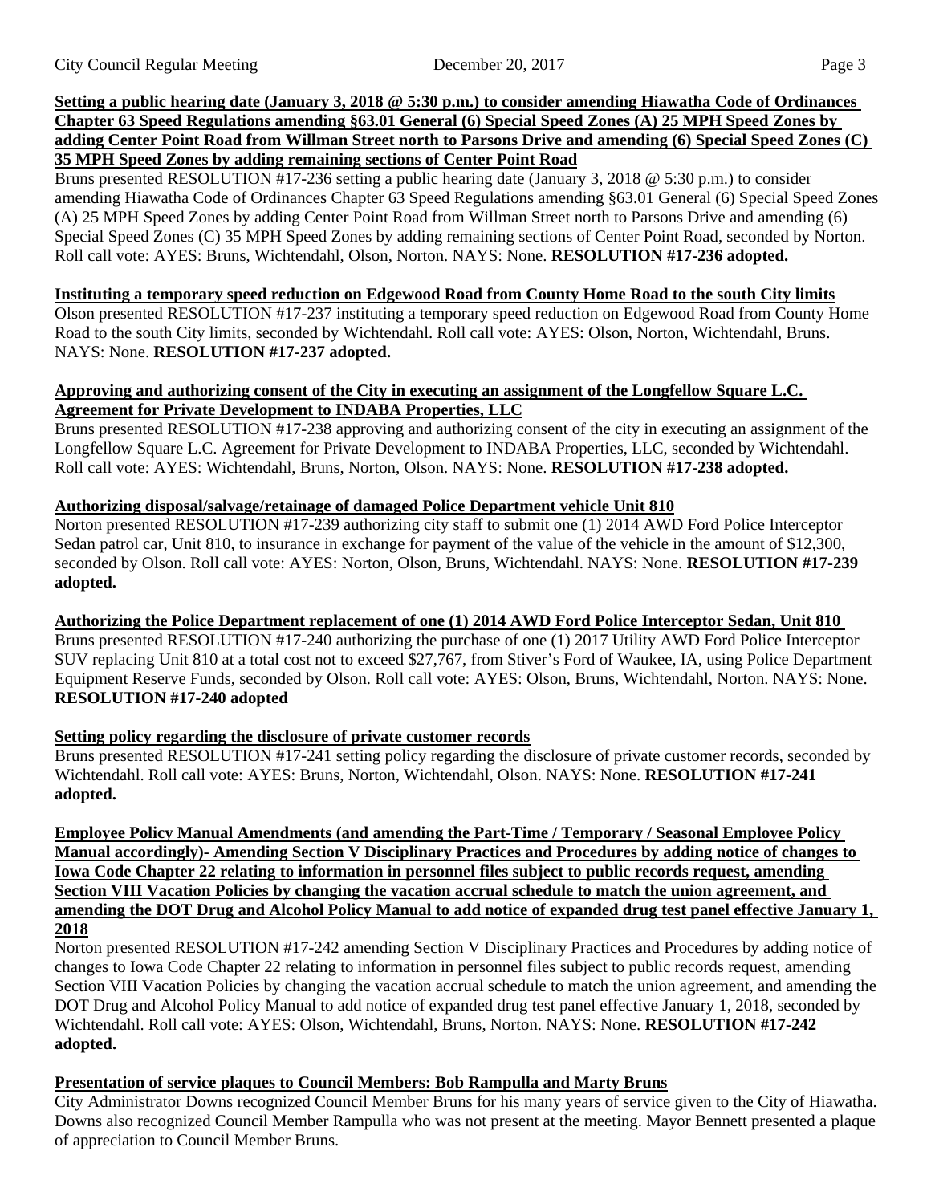**Setting a public hearing date (January 3, 2018 @ 5:30 p.m.) to consider amending Hiawatha Code of Ordinances Chapter 63 Speed Regulations amending §63.01 General (6) Special Speed Zones (A) 25 MPH Speed Zones by adding Center Point Road from Willman Street north to Parsons Drive and amending (6) Special Speed Zones (C) 35 MPH Speed Zones by adding remaining sections of Center Point Road**

Bruns presented RESOLUTION #17-236 setting a public hearing date (January 3, 2018 @ 5:30 p.m.) to consider amending Hiawatha Code of Ordinances Chapter 63 Speed Regulations amending §63.01 General (6) Special Speed Zones (A) 25 MPH Speed Zones by adding Center Point Road from Willman Street north to Parsons Drive and amending (6) Special Speed Zones (C) 35 MPH Speed Zones by adding remaining sections of Center Point Road, seconded by Norton. Roll call vote: AYES: Bruns, Wichtendahl, Olson, Norton. NAYS: None. **RESOLUTION #17-236 adopted.**

**Instituting a temporary speed reduction on Edgewood Road from County Home Road to the south City limits**

Olson presented RESOLUTION #17-237 instituting a temporary speed reduction on Edgewood Road from County Home Road to the south City limits, seconded by Wichtendahl. Roll call vote: AYES: Olson, Norton, Wichtendahl, Bruns. NAYS: None. **RESOLUTION #17-237 adopted.**

**Approving and authorizing consent of the City in executing an assignment of the Longfellow Square L.C. Agreement for Private Development to INDABA Properties, LLC**

Bruns presented RESOLUTION #17-238 approving and authorizing consent of the city in executing an assignment of the Longfellow Square L.C. Agreement for Private Development to INDABA Properties, LLC, seconded by Wichtendahl. Roll call vote: AYES: Wichtendahl, Bruns, Norton, Olson. NAYS: None. **RESOLUTION #17-238 adopted.**

**Authorizing disposal/salvage/retainage of damaged Police Department vehicle Unit 810**

Norton presented RESOLUTION #17-239 authorizing city staff to submit one (1) 2014 AWD Ford Police Interceptor Sedan patrol car, Unit 810, to insurance in exchange for payment of the value of the vehicle in the amount of $12,300, seconded by Olson. Roll call vote: AYES: Norton, Olson, Bruns, Wichtendahl. NAYS: None. **RESOLUTION #17-239 adopted.**

**Authorizing the Police Department replacement of one (1) 2014 AWD Ford Police Interceptor Sedan, Unit 810**

Bruns presented RESOLUTION #17-240 authorizing the purchase of one (1) 2017 Utility AWD Ford Police Interceptor SUV replacing Unit 810 at a total cost not to exceed $27,767, from Stiver's Ford of Waukee, IA, using Police Department Equipment Reserve Funds, seconded by Olson. Roll call vote: AYES: Olson, Bruns, Wichtendahl, Norton. NAYS: None. **RESOLUTION #17-240 adopted**

**Setting policy regarding the disclosure of private customer records**

Bruns presented RESOLUTION #17-241 setting policy regarding the disclosure of private customer records, seconded by Wichtendahl. Roll call vote: AYES: Bruns, Norton, Wichtendahl, Olson. NAYS: None. **RESOLUTION #17-241 adopted.**

**Employee Policy Manual Amendments (and amending the Part-Time / Temporary / Seasonal Employee Policy Manual accordingly)- Amending Section V Disciplinary Practices and Procedures by adding notice of changes to Iowa Code Chapter 22 relating to information in personnel files subject to public records request, amending Section VIII Vacation Policies by changing the vacation accrual schedule to match the union agreement, and amending the DOT Drug and Alcohol Policy Manual to add notice of expanded drug test panel effective January 1, 2018**

Norton presented RESOLUTION #17-242 amending Section V Disciplinary Practices and Procedures by adding notice of changes to Iowa Code Chapter 22 relating to information in personnel files subject to public records request, amending Section VIII Vacation Policies by changing the vacation accrual schedule to match the union agreement, and amending the DOT Drug and Alcohol Policy Manual to add notice of expanded drug test panel effective January 1, 2018, seconded by Wichtendahl. Roll call vote: AYES: Olson, Wichtendahl, Bruns, Norton. NAYS: None. **RESOLUTION #17-242 adopted.**

**Presentation of service plaques to Council Members: Bob Rampulla and Marty Bruns**

City Administrator Downs recognized Council Member Bruns for his many years of service given to the City of Hiawatha. Downs also recognized Council Member Rampulla who was not present at the meeting. Mayor Bennett presented a plaque of appreciation to Council Member Bruns.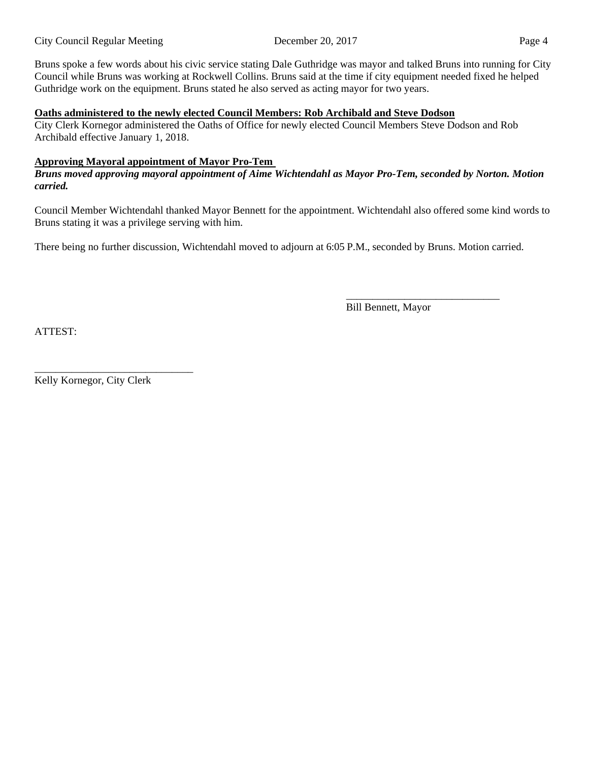Bruns spoke a few words about his civic service stating Dale Guthridge was mayor and talked Bruns into running for City Council while Bruns was working at Rockwell Collins. Bruns said at the time if city equipment needed fixed he helped Guthridge work on the equipment. Bruns stated he also served as acting mayor for two years.

**Oaths administered to the newly elected Council Members: Rob Archibald and Steve Dodson**

City Clerk Kornegor administered the Oaths of Office for newly elected Council Members Steve Dodson and Rob Archibald effective January 1, 2018.

**Approving Mayoral appointment of Mayor Pro-Tem**

***Bruns moved approving mayoral appointment of Aime Wichtendahl as Mayor Pro-Tem, seconded by Norton. Motion carried.***

Council Member Wichtendahl thanked Mayor Bennett for the appointment. Wichtendahl also offered some kind words to Bruns stating it was a privilege serving with him.

There being no further discussion, Wichtendahl moved to adjourn at 6:05 P.M., seconded by Bruns. Motion carried.

\_\_\_\_\_\_\_\_\_\_\_\_\_\_\_\_\_\_\_\_\_\_\_\_\_\_\_\_\_\_
Bill Bennett, Mayor

ATTEST:

\_\_\_\_\_\_\_\_\_\_\_\_\_\_\_\_\_\_\_\_\_\_\_\_\_\_\_\_\_\_
Kelly Kornegor, City Clerk